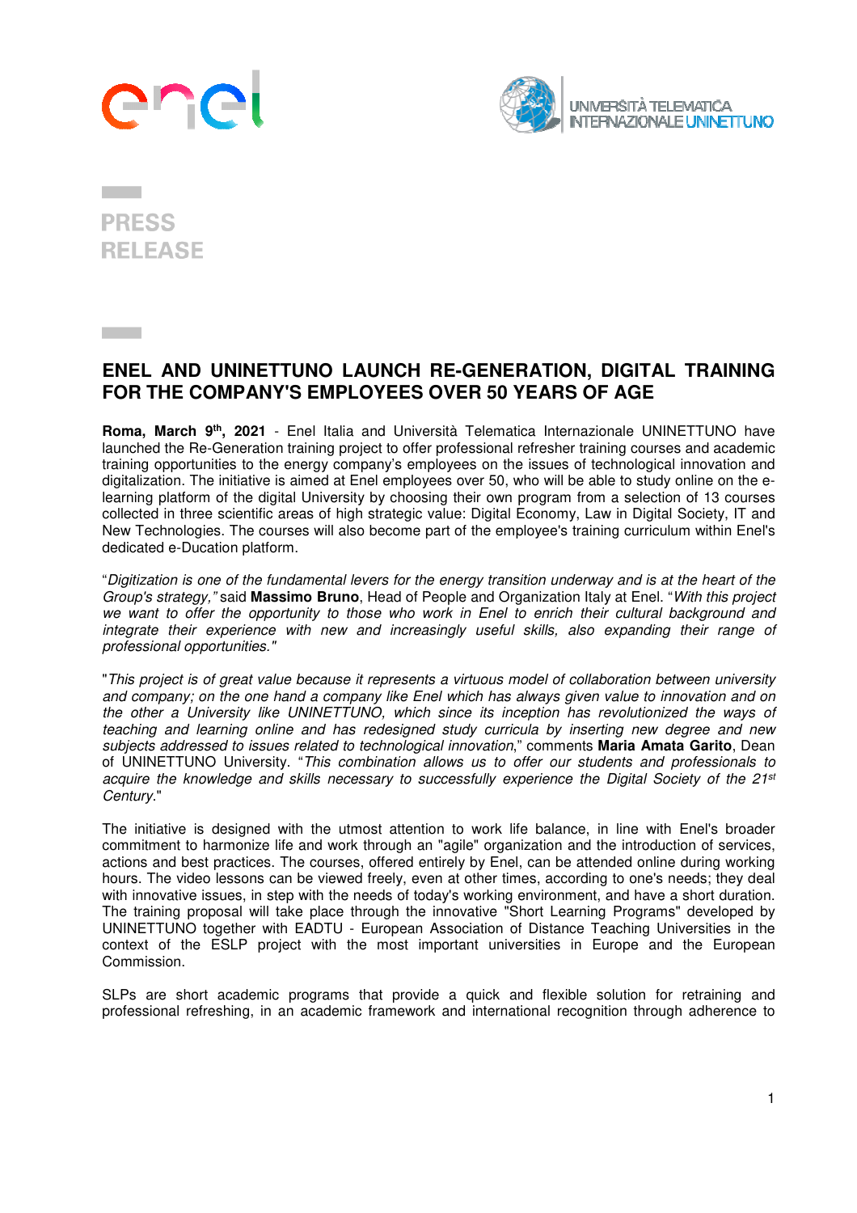PRESS RELEASE

# ENEL AND UNINETTUNO LAUNCH RE-GENERATION, DIGITAL TRAINING FOR THE COMPANY'S EMPLOYEES OVER 50 YEARS OF AGE

**Roma, March 9th, 2021** - Enel Italia and Università Telematica Internazionale UNINETTUNO have launched the Re-Generation training project to offer professional refresher training courses and academic training opportunities to the energy company's employees on the issues of technological innovation and digitalization. The initiative is aimed at Enel employees over 50, who will be able to study online on the e-learning platform of the digital University by choosing their own program from a selection of 13 courses collected in three scientific areas of high strategic value: Digital Economy, Law in Digital Society, IT and New Technologies. The courses will also become part of the employee's training curriculum within Enel's dedicated e-Ducation platform.

"*Digitization is one of the fundamental levers for the energy transition underway and is at the heart of the Group's strategy,"* said **Massimo Bruno**, Head of People and Organization Italy at Enel. "*With this project we want to offer the opportunity to those who work in Enel to enrich their cultural background and integrate their experience with new and increasingly useful skills, also expanding their range of professional opportunities."*

"*This project is of great value because it represents a virtuous model of collaboration between university and company; on the one hand a company like Enel which has always given value to innovation and on the other a University like UNINETTUNO, which since its inception has revolutionized the ways of teaching and learning online and has redesigned study curricula by inserting new degree and new subjects addressed to issues related to technological innovation*," comments **Maria Amata Garito**, Dean of UNINETTUNO University. "*This combination allows us to offer our students and professionals to acquire the knowledge and skills necessary to successfully experience the Digital Society of the 21st Century*."

The initiative is designed with the utmost attention to work life balance, in line with Enel's broader commitment to harmonize life and work through an "agile" organization and the introduction of services, actions and best practices. The courses, offered entirely by Enel, can be attended online during working hours. The video lessons can be viewed freely, even at other times, according to one's needs; they deal with innovative issues, in step with the needs of today's working environment, and have a short duration. The training proposal will take place through the innovative "Short Learning Programs" developed by UNINETTUNO together with EADTU - European Association of Distance Teaching Universities in the context of the ESLP project with the most important universities in Europe and the European Commission.

SLPs are short academic programs that provide a quick and flexible solution for retraining and professional refreshing, in an academic framework and international recognition through adherence to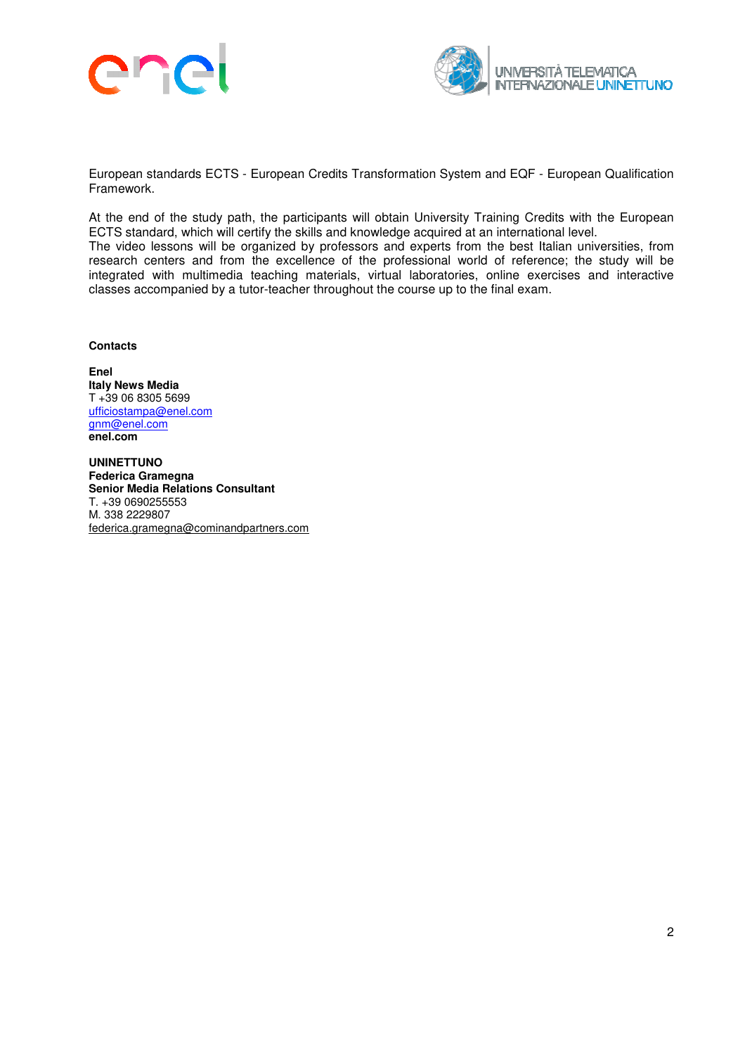European standards ECTS - European Credits Transformation System and EQF - European Qualification Framework.

At the end of the study path, the participants will obtain University Training Credits with the European ECTS standard, which will certify the skills and knowledge acquired at an international level.
The video lessons will be organized by professors and experts from the best Italian universities, from research centers and from the excellence of the professional world of reference; the study will be integrated with multimedia teaching materials, virtual laboratories, online exercises and interactive classes accompanied by a tutor-teacher throughout the course up to the final exam.

**Contacts**

**Enel**
**Italy News Media**
T +39 06 8305 5699
ufficiostampa@enel.com
gnm@enel.com
**enel.com**

**UNINETTUNO**
**Federica Gramegna**
**Senior Media Relations Consultant**
T. +39 0690255553
M. 338 2229807
federica.gramegna@cominandpartners.com